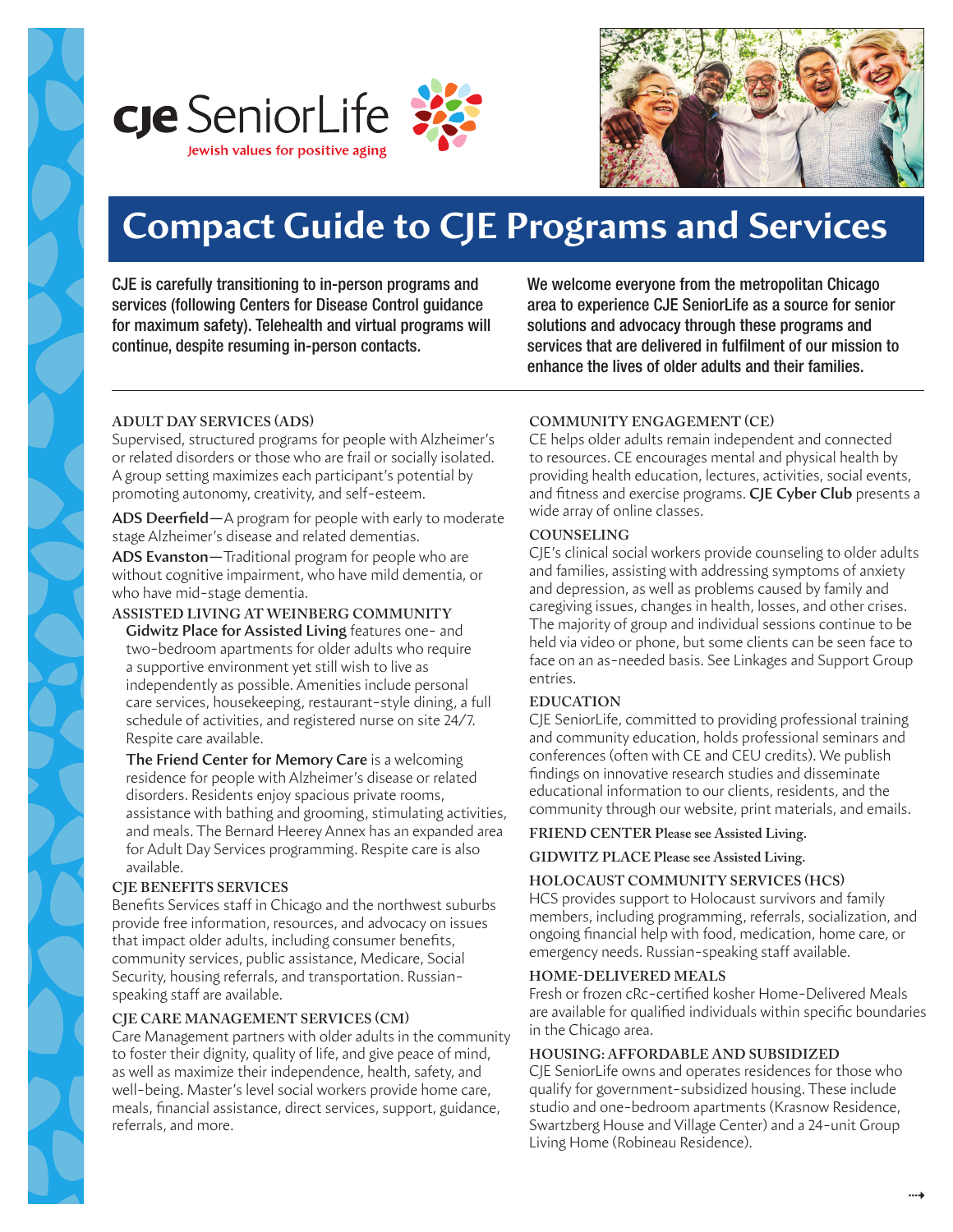cje SeniorLife

Jewish values for positive aging

# Compact Guide to CJE Programs and Services

CJE is carefully transitioning to in-person programs and services (following Centers for Disease Control guidance for maximum safety). Telehealth and virtual programs will continue, despite resuming in-person contacts.

We welcome everyone from the metropolitan Chicago area to experience CJE SeniorLife as a source for senior solutions and advocacy through these programs and services that are delivered in fulfilment of our mission to enhance the lives of older adults and their families.

---

### ADULT DAY SERVICES (ADS)

Supervised, structured programs for people with Alzheimer's or related disorders or those who are frail or socially isolated. A group setting maximizes each participant's potential by promoting autonomy, creativity, and self-esteem.

**ADS Deerfield**—A program for people with early to moderate stage Alzheimer's disease and related dementias.

**ADS Evanston**—Traditional program for people who are without cognitive impairment, who have mild dementia, or who have mid-stage dementia.

### ASSISTED LIVING AT WEINBERG COMMUNITY

**Gidwitz Place for Assisted Living** features one- and two-bedroom apartments for older adults who require a supportive environment yet still wish to live as independently as possible. Amenities include personal care services, housekeeping, restaurant-style dining, a full schedule of activities, and registered nurse on site 24/7. Respite care available.

**The Friend Center for Memory Care** is a welcoming residence for people with Alzheimer's disease or related disorders. Residents enjoy spacious private rooms, assistance with bathing and grooming, stimulating activities, and meals. The Bernard Heerey Annex has an expanded area for Adult Day Services programming. Respite care is also available.

### CJE BENEFITS SERVICES

Benefits Services staff in Chicago and the northwest suburbs provide free information, resources, and advocacy on issues that impact older adults, including consumer benefits, community services, public assistance, Medicare, Social Security, housing referrals, and transportation. Russian-speaking staff are available.

### CJE CARE MANAGEMENT SERVICES (CM)

Care Management partners with older adults in the community to foster their dignity, quality of life, and give peace of mind, as well as maximize their independence, health, safety, and well-being. Master's level social workers provide home care, meals, financial assistance, direct services, support, guidance, referrals, and more.

### COMMUNITY ENGAGEMENT (CE)

CE helps older adults remain independent and connected to resources. CE encourages mental and physical health by providing health education, lectures, activities, social events, and fitness and exercise programs. **CJE Cyber Club** presents a wide array of online classes.

### COUNSELING

CJE's clinical social workers provide counseling to older adults and families, assisting with addressing symptoms of anxiety and depression, as well as problems caused by family and caregiving issues, changes in health, losses, and other crises. The majority of group and individual sessions continue to be held via video or phone, but some clients can be seen face to face on an as-needed basis. See Linkages and Support Group entries.

### EDUCATION

CJE SeniorLife, committed to providing professional training and community education, holds professional seminars and conferences (often with CE and CEU credits). We publish findings on innovative research studies and disseminate educational information to our clients, residents, and the community through our website, print materials, and emails.

### FRIEND CENTER Please see Assisted Living.

### GIDWITZ PLACE Please see Assisted Living.

### HOLOCAUST COMMUNITY SERVICES (HCS)

HCS provides support to Holocaust survivors and family members, including programming, referrals, socialization, and ongoing financial help with food, medication, home care, or emergency needs. Russian-speaking staff available.

### HOME-DELIVERED MEALS

Fresh or frozen cRc-certified kosher Home-Delivered Meals are available for qualified individuals within specific boundaries in the Chicago area.

### HOUSING: AFFORDABLE AND SUBSIDIZED

CJE SeniorLife owns and operates residences for those who qualify for government-subsidized housing. These include studio and one-bedroom apartments (Krasnow Residence, Swartzberg House and Village Center) and a 24-unit Group Living Home (Robineau Residence).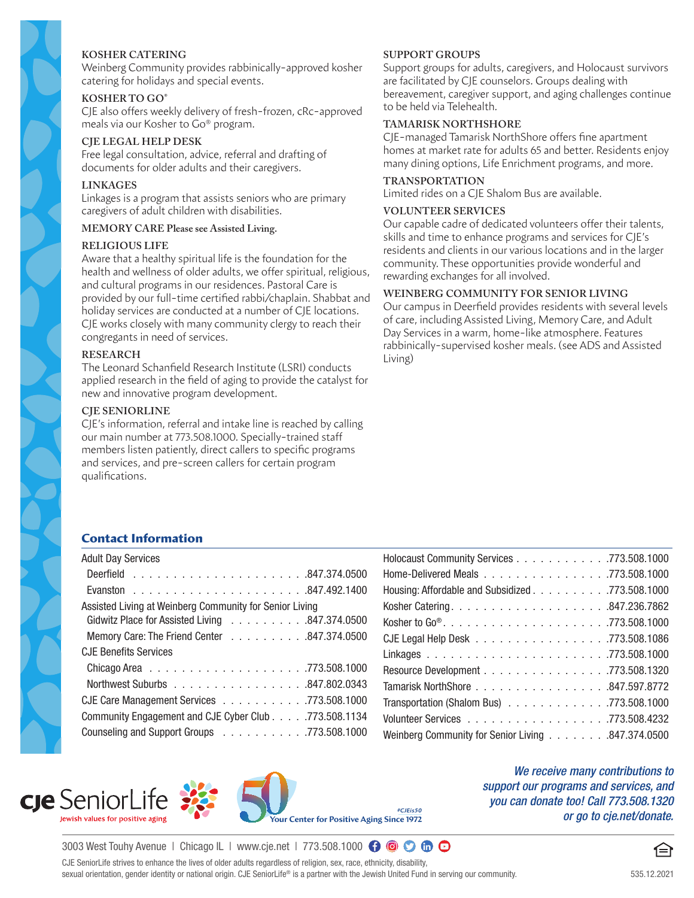### KOSHER CATERING

Weinberg Community provides rabbinically-approved kosher catering for holidays and special events.

### KOSHER TO GO®

CJE also offers weekly delivery of fresh-frozen, cRc-approved meals via our Kosher to Go® program.

### CJE LEGAL HELP DESK

Free legal consultation, advice, referral and drafting of documents for older adults and their caregivers.

### LINKAGES

Linkages is a program that assists seniors who are primary caregivers of adult children with disabilities.

### MEMORY CARE Please see Assisted Living.

### RELIGIOUS LIFE

Aware that a healthy spiritual life is the foundation for the health and wellness of older adults, we offer spiritual, religious, and cultural programs in our residences. Pastoral Care is provided by our full-time certified rabbi/chaplain. Shabbat and holiday services are conducted at a number of CJE locations. CJE works closely with many community clergy to reach their congregants in need of services.

### RESEARCH

The Leonard Schanfield Research Institute (LSRI) conducts applied research in the field of aging to provide the catalyst for new and innovative program development.

### CJE SENIORLINE

CJE's information, referral and intake line is reached by calling our main number at 773.508.1000. Specially-trained staff members listen patiently, direct callers to specific programs and services, and pre-screen callers for certain program qualifications.

### SUPPORT GROUPS

Support groups for adults, caregivers, and Holocaust survivors are facilitated by CJE counselors. Groups dealing with bereavement, caregiver support, and aging challenges continue to be held via Telehealth.

### TAMARISK NORTHSHORE

CJE-managed Tamarisk NorthShore offers fine apartment homes at market rate for adults 65 and better. Residents enjoy many dining options, Life Enrichment programs, and more.

### TRANSPORTATION

Limited rides on a CJE Shalom Bus are available.

### VOLUNTEER SERVICES

Our capable cadre of dedicated volunteers offer their talents, skills and time to enhance programs and services for CJE's residents and clients in our various locations and in the larger community. These opportunities provide wonderful and rewarding exchanges for all involved.

### WEINBERG COMMUNITY FOR SENIOR LIVING

Our campus in Deerfield provides residents with several levels of care, including Assisted Living, Memory Care, and Adult Day Services in a warm, home-like atmosphere. Features rabbinically-supervised kosher meals. (see ADS and Assisted Living)

## Contact Information

| | |
|---|---|
| Adult Day Services | |
| Deerfield | 847.374.0500 |
| Evanston | 847.492.1400 |
| Assisted Living at Weinberg Community for Senior Living | |
| Gidwitz Place for Assisted Living | 847.374.0500 |
| Memory Care: The Friend Center | 847.374.0500 |
| CJE Benefits Services | |
| Chicago Area | 773.508.1000 |
| Northwest Suburbs | 847.802.0343 |
| CJE Care Management Services | 773.508.1000 |
| Community Engagement and CJE Cyber Club | 773.508.1134 |
| Counseling and Support Groups | 773.508.1000 |
| Holocaust Community Services | 773.508.1000 |
| Home-Delivered Meals | 773.508.1000 |
| Housing: Affordable and Subsidized | 773.508.1000 |
| Kosher Catering | 847.236.7862 |
| Kosher to Go® | 773.508.1000 |
| CJE Legal Help Desk | 773.508.1086 |
| Linkages | 773.508.1000 |
| Resource Development | 773.508.1320 |
| Tamarisk NorthShore | 847.597.8772 |
| Transportation (Shalom Bus) | 773.508.1000 |
| Volunteer Services | 773.508.4232 |
| Weinberg Community for Senior Living | 847.374.0500 |

CJE SeniorLife
Jewish values for positive aging

#CJEis50
Your Center for Positive Aging Since 1972

*We receive many contributions to support our programs and services, and you can donate too! Call 773.508.1320 or go to cje.net/donate.*

3003 West Touhy Avenue | Chicago IL | www.cje.net | 773.508.1000

CJE SeniorLife strives to enhance the lives of older adults regardless of religion, sex, race, ethnicity, disability, sexual orientation, gender identity or national origin. CJE SeniorLife® is a partner with the Jewish United Fund in serving our community.

535.12.2021